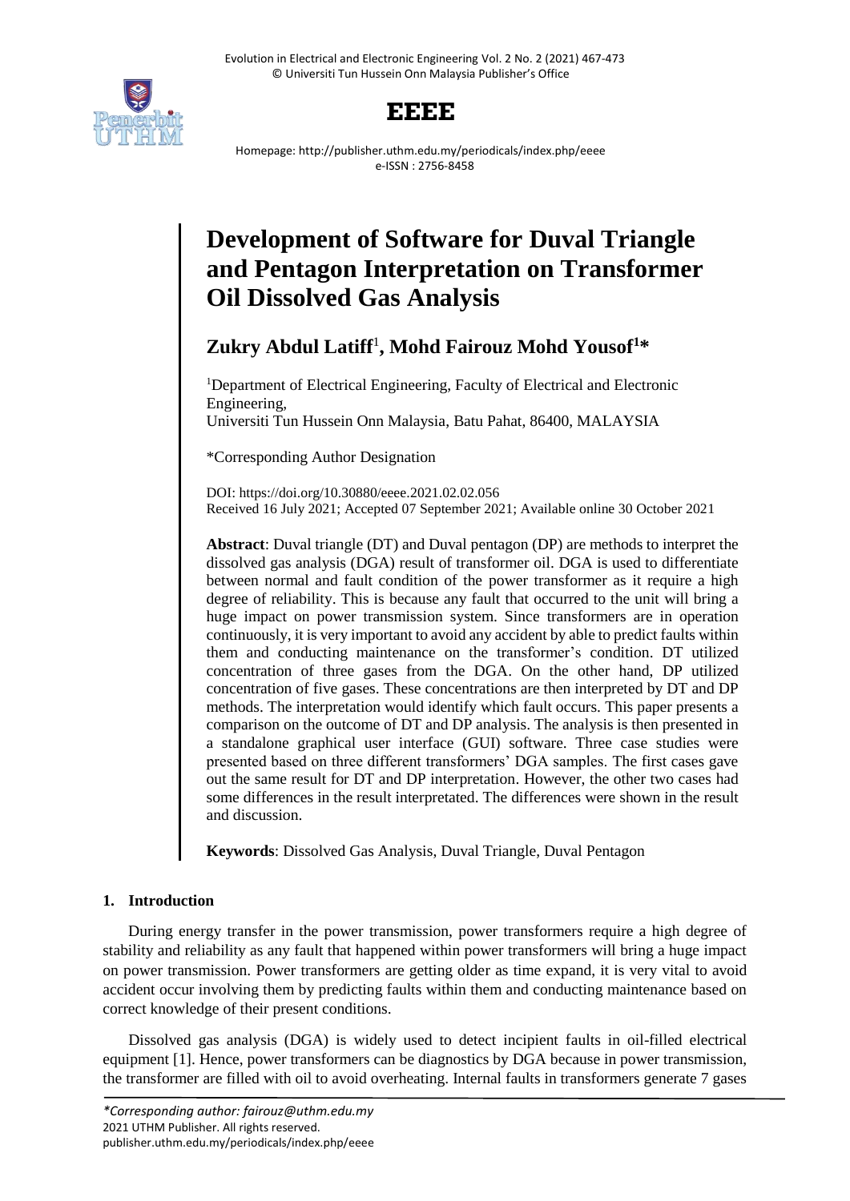# Development of Software for Duval Triangle and Pentagon Interpretation on Transformer Oil Dissolved Gas Analysis

**Zukry Abdul Latiff**[1]**, Mohd Fairouz Mohd Yousof**[1]*****

[1]Department of Electrical Engineering, Faculty of Electrical and Electronic Engineering,
Universiti Tun Hussein Onn Malaysia, Batu Pahat, 86400, MALAYSIA

*Corresponding Author Designation

DOI: https://doi.org/10.30880/eeee.2021.02.02.056
Received 16 July 2021; Accepted 07 September 2021; Available online 30 October 2021

**Abstract**: Duval triangle (DT) and Duval pentagon (DP) are methods to interpret the dissolved gas analysis (DGA) result of transformer oil. DGA is used to differentiate between normal and fault condition of the power transformer as it require a high degree of reliability. This is because any fault that occurred to the unit will bring a huge impact on power transmission system. Since transformers are in operation continuously, it is very important to avoid any accident by able to predict faults within them and conducting maintenance on the transformer's condition. DT utilized concentration of three gases from the DGA. On the other hand, DP utilized concentration of five gases. These concentrations are then interpreted by DT and DP methods. The interpretation would identify which fault occurs. This paper presents a comparison on the outcome of DT and DP analysis. The analysis is then presented in a standalone graphical user interface (GUI) software. Three case studies were presented based on three different transformers' DGA samples. The first cases gave out the same result for DT and DP interpretation. However, the other two cases had some differences in the result interpretated. The differences were shown in the result and discussion.

**Keywords**: Dissolved Gas Analysis, Duval Triangle, Duval Pentagon

## 1. Introduction

During energy transfer in the power transmission, power transformers require a high degree of stability and reliability as any fault that happened within power transformers will bring a huge impact on power transmission. Power transformers are getting older as time expand, it is very vital to avoid accident occur involving them by predicting faults within them and conducting maintenance based on correct knowledge of their present conditions.

Dissolved gas analysis (DGA) is widely used to detect incipient faults in oil-filled electrical equipment [1]. Hence, power transformers can be diagnostics by DGA because in power transmission, the transformer are filled with oil to avoid overheating. Internal faults in transformers generate 7 gases

*\*Corresponding author: fairouz@uthm.edu.my*
2021 UTHM Publisher. All rights reserved.
publisher.uthm.edu.my/periodicals/index.php/eeee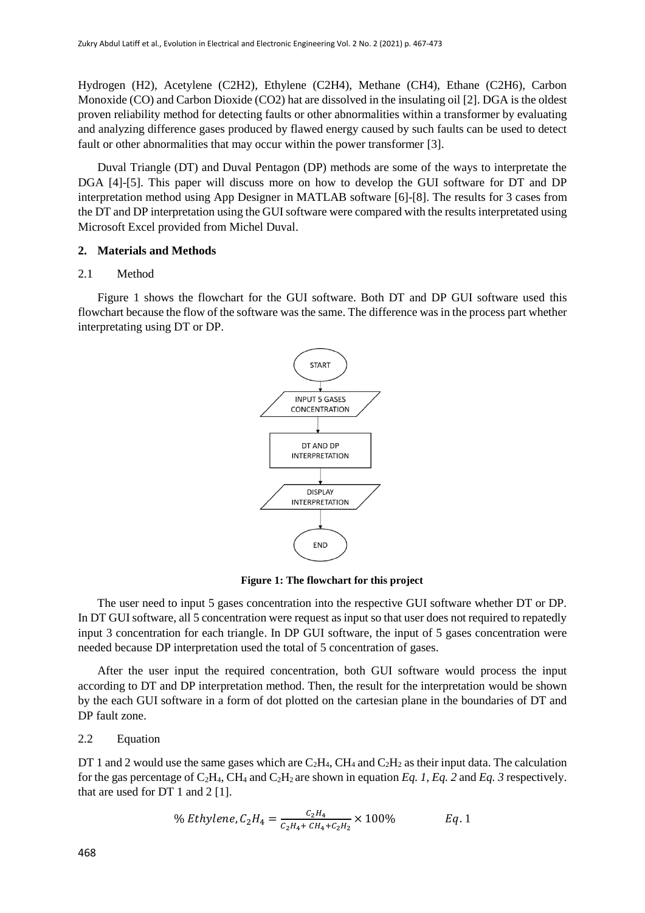Hydrogen (H2), Acetylene (C2H2), Ethylene (C2H4), Methane (CH4), Ethane (C2H6), Carbon Monoxide (CO) and Carbon Dioxide (CO2) hat are dissolved in the insulating oil [2]. DGA is the oldest proven reliability method for detecting faults or other abnormalities within a transformer by evaluating and analyzing difference gases produced by flawed energy caused by such faults can be used to detect fault or other abnormalities that may occur within the power transformer [3].

Duval Triangle (DT) and Duval Pentagon (DP) methods are some of the ways to interpretate the DGA [4]-[5]. This paper will discuss more on how to develop the GUI software for DT and DP interpretation method using App Designer in MATLAB software [6]-[8]. The results for 3 cases from the DT and DP interpretation using the GUI software were compared with the results interpretated using Microsoft Excel provided from Michel Duval.

## 2. Materials and Methods

### 2.1 Method

Figure 1 shows the flowchart for the GUI software. Both DT and DP GUI software used this flowchart because the flow of the software was the same. The difference was in the process part whether interpretating using DT or DP.

START → INPUT 5 GASES CONCENTRATION → DT AND DP INTERPRETATION → DISPLAY INTERPRETATION → END

**Figure 1: The flowchart for this project**

The user need to input 5 gases concentration into the respective GUI software whether DT or DP. In DT GUI software, all 5 concentration were request as input so that user does not required to repeatedly input 3 concentration for each triangle. In DP GUI software, the input of 5 gases concentration were needed because DP interpretation used the total of 5 concentration of gases.

After the user input the required concentration, both GUI software would process the input according to DT and DP interpretation method. Then, the result for the interpretation would be shown by the each GUI software in a form of dot plotted on the cartesian plane in the boundaries of DT and DP fault zone.

### 2.2 Equation

DT 1 and 2 would use the same gases which are $C_2H_4$, $CH_4$ and $C_2H_2$ as their input data. The calculation for the gas percentage of $C_2H_4$, $CH_4$ and $C_2H_2$ are shown in equation *Eq. 1*, *Eq. 2* and *Eq. 3* respectively. that are used for DT 1 and 2 [1].

$$\%\ Ethylene, C_2H_4 = \frac{C_2H_4}{C_2H_4 + CH_4 + C_2H_2} \times 100\% \qquad Eq. 1$$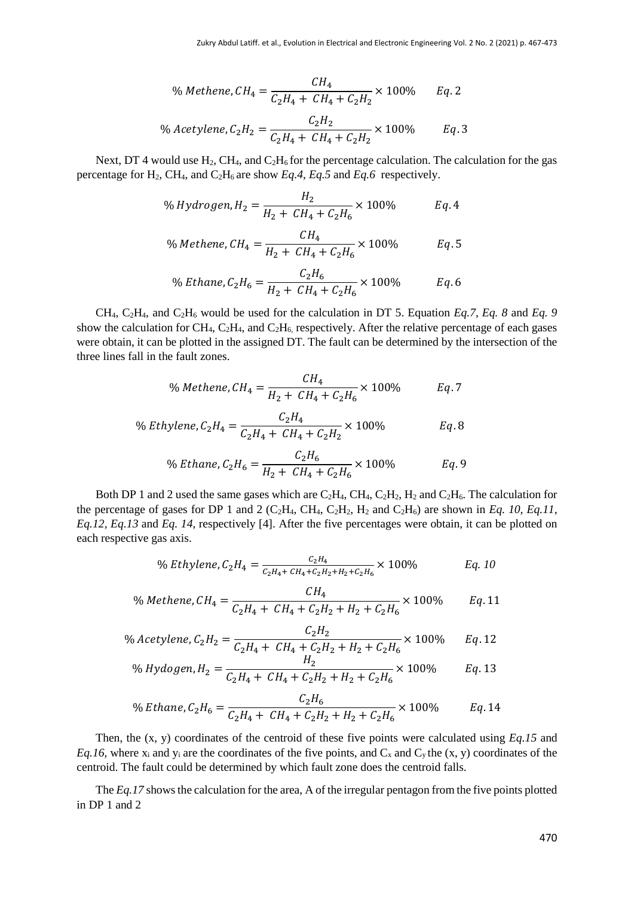$$\% \, Methene, CH_4 = \frac{CH_4}{C_2H_4 + CH_4 + C_2H_2} \times 100\% \qquad Eq.2$$

$$\% \, Acetylene, C_2H_2 = \frac{C_2H_2}{C_2H_4 + CH_4 + C_2H_2} \times 100\% \qquad Eq.3$$

Next, DT 4 would use $H_2$, $CH_4$, and $C_2H_6$ for the percentage calculation. The calculation for the gas percentage for $H_2$, $CH_4$, and $C_2H_6$ are show *Eq.4*, *Eq.5* and *Eq.6* respectively.

$$\% \, Hydrogen, H_2 = \frac{H_2}{H_2 + CH_4 + C_2H_6} \times 100\% \qquad Eq.4$$

$$\% \, Methene, CH_4 = \frac{CH_4}{H_2 + CH_4 + C_2H_6} \times 100\% \qquad Eq.5$$

$$\% \, Ethane, C_2H_6 = \frac{C_2H_6}{H_2 + CH_4 + C_2H_6} \times 100\% \qquad Eq.6$$

$CH_4$, $C_2H_4$, and $C_2H_6$ would be used for the calculation in DT 5. Equation *Eq.7*, *Eq. 8* and *Eq. 9* show the calculation for $CH_4$, $C_2H_4$, and $C_2H_6$, respectively. After the relative percentage of each gases were obtain, it can be plotted in the assigned DT. The fault can be determined by the intersection of the three lines fall in the fault zones.

$$\% \, Methene, CH_4 = \frac{CH_4}{H_2 + CH_4 + C_2H_6} \times 100\% \qquad Eq.7$$

$$\% \, Ethylene, C_2H_4 = \frac{C_2H_4}{C_2H_4 + CH_4 + C_2H_2} \times 100\% \qquad Eq.8$$

$$\% \, Ethane, C_2H_6 = \frac{C_2H_6}{H_2 + CH_4 + C_2H_6} \times 100\% \qquad Eq.9$$

Both DP 1 and 2 used the same gases which are $C_2H_4$, $CH_4$, $C_2H_2$, $H_2$ and $C_2H_6$. The calculation for the percentage of gases for DP 1 and 2 ($C_2H_4$, $CH_4$, $C_2H_2$, $H_2$ and $C_2H_6$) are shown in *Eq. 10, Eq.11*, *Eq.12, Eq.13* and *Eq. 14*, respectively [4]. After the five percentages were obtain, it can be plotted on each respective gas axis.

$$\% \, Ethylene, C_2H_4 = \frac{C_2H_4}{C_2H_4 + CH_4 + C_2H_2 + H_2 + C_2H_6} \times 100\% \qquad Eq. \, 10$$

$$\% \, Methene, CH_4 = \frac{CH_4}{C_2H_4 + CH_4 + C_2H_2 + H_2 + C_2H_6} \times 100\% \qquad Eq.11$$

$$\% \, Acetylene, C_2H_2 = \frac{C_2H_2}{C_2H_4 + CH_4 + C_2H_2 + H_2 + C_2H_6} \times 100\% \qquad Eq.12$$

$$\% \, Hydogen, H_2 = \frac{H_2}{C_2H_4 + CH_4 + C_2H_2 + H_2 + C_2H_6} \times 100\% \qquad Eq.13$$

$$\% \, Ethane, C_2H_6 = \frac{C_2H_6}{C_2H_4 + CH_4 + C_2H_2 + H_2 + C_2H_6} \times 100\% \qquad Eq.14$$

Then, the (x, y) coordinates of the centroid of these five points were calculated using *Eq.15* and *Eq.16*, where $x_i$ and $y_i$ are the coordinates of the five points, and $C_x$ and $C_y$ the (x, y) coordinates of the centroid. The fault could be determined by which fault zone does the centroid falls.

The *Eq.17* shows the calculation for the area, A of the irregular pentagon from the five points plotted in DP 1 and 2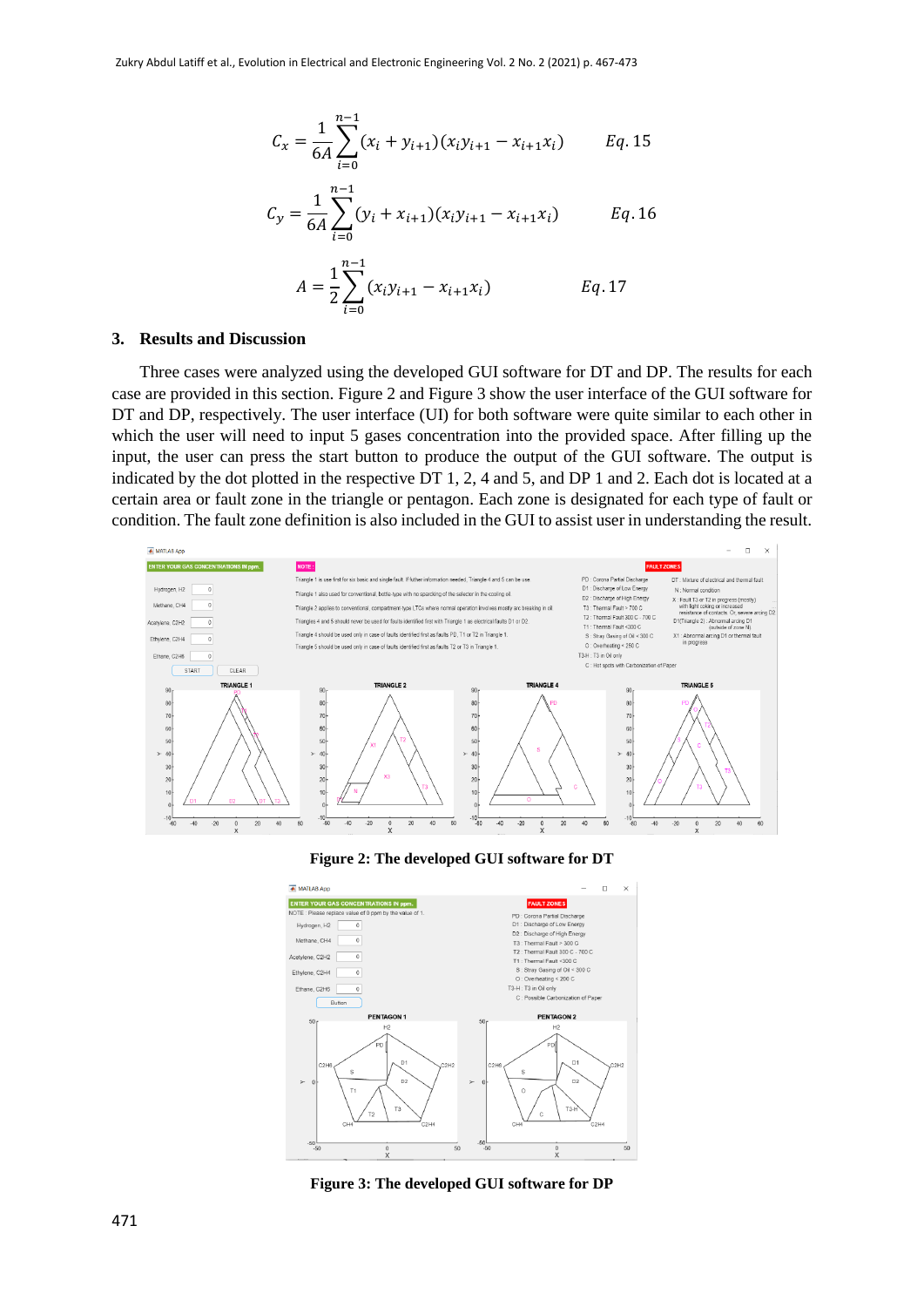$$C_x = \frac{1}{6A}\sum_{i=0}^{n-1}(x_i + y_{i+1})(x_i y_{i+1} - x_{i+1}x_i) \qquad Eq.15$$

$$C_y = \frac{1}{6A}\sum_{i=0}^{n-1}(y_i + x_{i+1})(x_i y_{i+1} - x_{i+1}x_i) \qquad Eq.16$$

$$A = \frac{1}{2}\sum_{i=0}^{n-1}(x_i y_{i+1} - x_{i+1}x_i) \qquad Eq.17$$

## 3. Results and Discussion

Three cases were analyzed using the developed GUI software for DT and DP. The results for each case are provided in this section. Figure 2 and Figure 3 show the user interface of the GUI software for DT and DP, respectively. The user interface (UI) for both software were quite similar to each other in which the user will need to input 5 gases concentration into the provided space. After filling up the input, the user can press the start button to produce the output of the GUI software. The output is indicated by the dot plotted in the respective DT 1, 2, 4 and 5, and DP 1 and 2. Each dot is located at a certain area or fault zone in the triangle or pentagon. Each zone is designated for each type of fault or condition. The fault zone definition is also included in the GUI to assist user in understanding the result.

**Figure 2: The developed GUI software for DT**

**Figure 3: The developed GUI software for DP**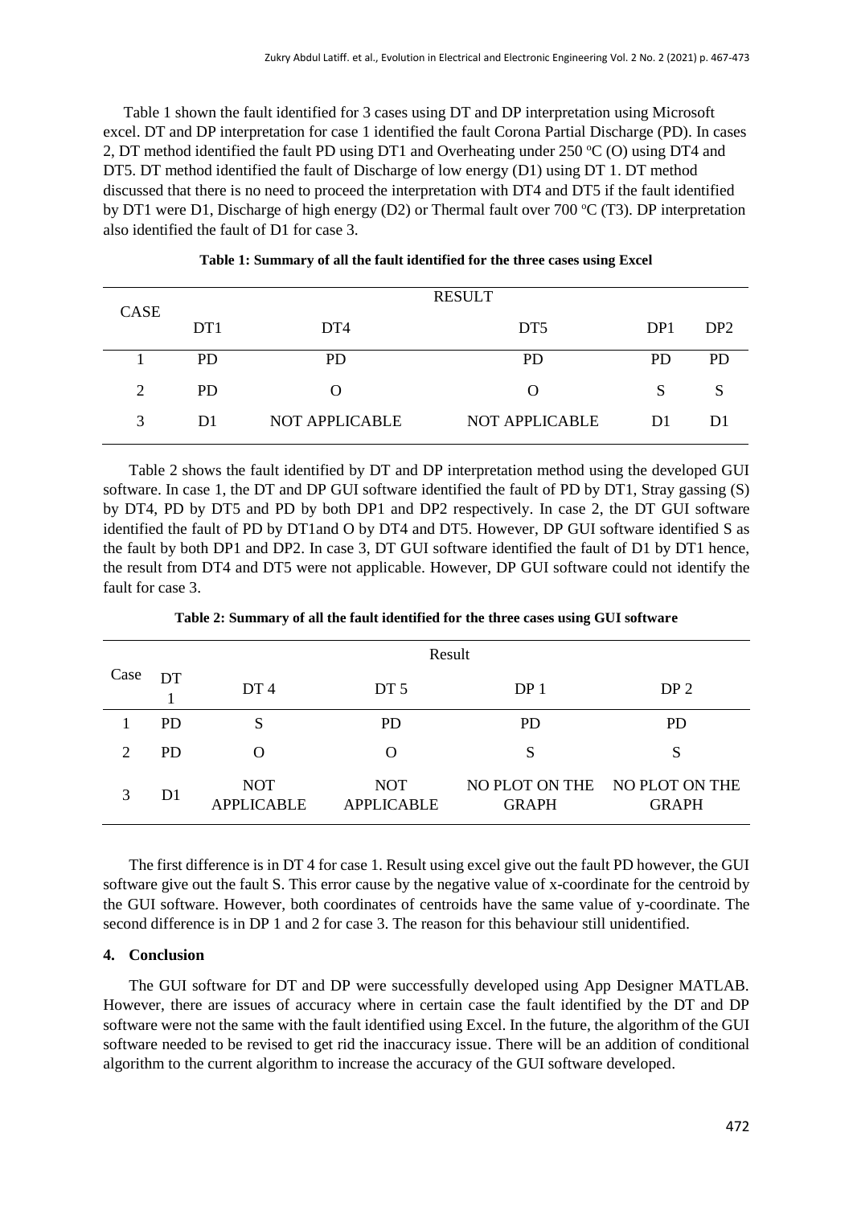Table 1 shown the fault identified for 3 cases using DT and DP interpretation using Microsoft excel. DT and DP interpretation for case 1 identified the fault Corona Partial Discharge (PD). In cases 2, DT method identified the fault PD using DT1 and Overheating under 250 $^oC$ (O) using DT4 and DT5. DT method identified the fault of Discharge of low energy (D1) using DT 1. DT method discussed that there is no need to proceed the interpretation with DT4 and DT5 if the fault identified by DT1 were D1, Discharge of high energy (D2) or Thermal fault over 700 $^oC$ (T3). DP interpretation also identified the fault of D1 for case 3.

**Table 1: Summary of all the fault identified for the three cases using Excel**

| CASE | RESULT | | | | |
|---|---|---|---|---|---|
| | DT1 | DT4 | DT5 | DP1 | DP2 |
| 1 | PD | PD | PD | PD | PD |
| 2 | PD | O | O | S | S |
| 3 | D1 | NOT APPLICABLE | NOT APPLICABLE | D1 | D1 |

Table 2 shows the fault identified by DT and DP interpretation method using the developed GUI software. In case 1, the DT and DP GUI software identified the fault of PD by DT1, Stray gassing (S) by DT4, PD by DT5 and PD by both DP1 and DP2 respectively. In case 2, the DT GUI software identified the fault of PD by DT1and O by DT4 and DT5. However, DP GUI software identified S as the fault by both DP1 and DP2. In case 3, DT GUI software identified the fault of D1 by DT1 hence, the result from DT4 and DT5 were not applicable. However, DP GUI software could not identify the fault for case 3.

**Table 2: Summary of all the fault identified for the three cases using GUI software**

| Case | Result | | | | |
|---|---|---|---|---|---|
| | DT 1 | DT 4 | DT 5 | DP 1 | DP 2 |
| 1 | PD | S | PD | PD | PD |
| 2 | PD | O | O | S | S |
| 3 | D1 | NOT APPLICABLE | NOT APPLICABLE | NO PLOT ON THE GRAPH | NO PLOT ON THE GRAPH |

The first difference is in DT 4 for case 1. Result using excel give out the fault PD however, the GUI software give out the fault S. This error cause by the negative value of x-coordinate for the centroid by the GUI software. However, both coordinates of centroids have the same value of y-coordinate. The second difference is in DP 1 and 2 for case 3. The reason for this behaviour still unidentified.

## 4. Conclusion

The GUI software for DT and DP were successfully developed using App Designer MATLAB. However, there are issues of accuracy where in certain case the fault identified by the DT and DP software were not the same with the fault identified using Excel. In the future, the algorithm of the GUI software needed to be revised to get rid the inaccuracy issue. There will be an addition of conditional algorithm to the current algorithm to increase the accuracy of the GUI software developed.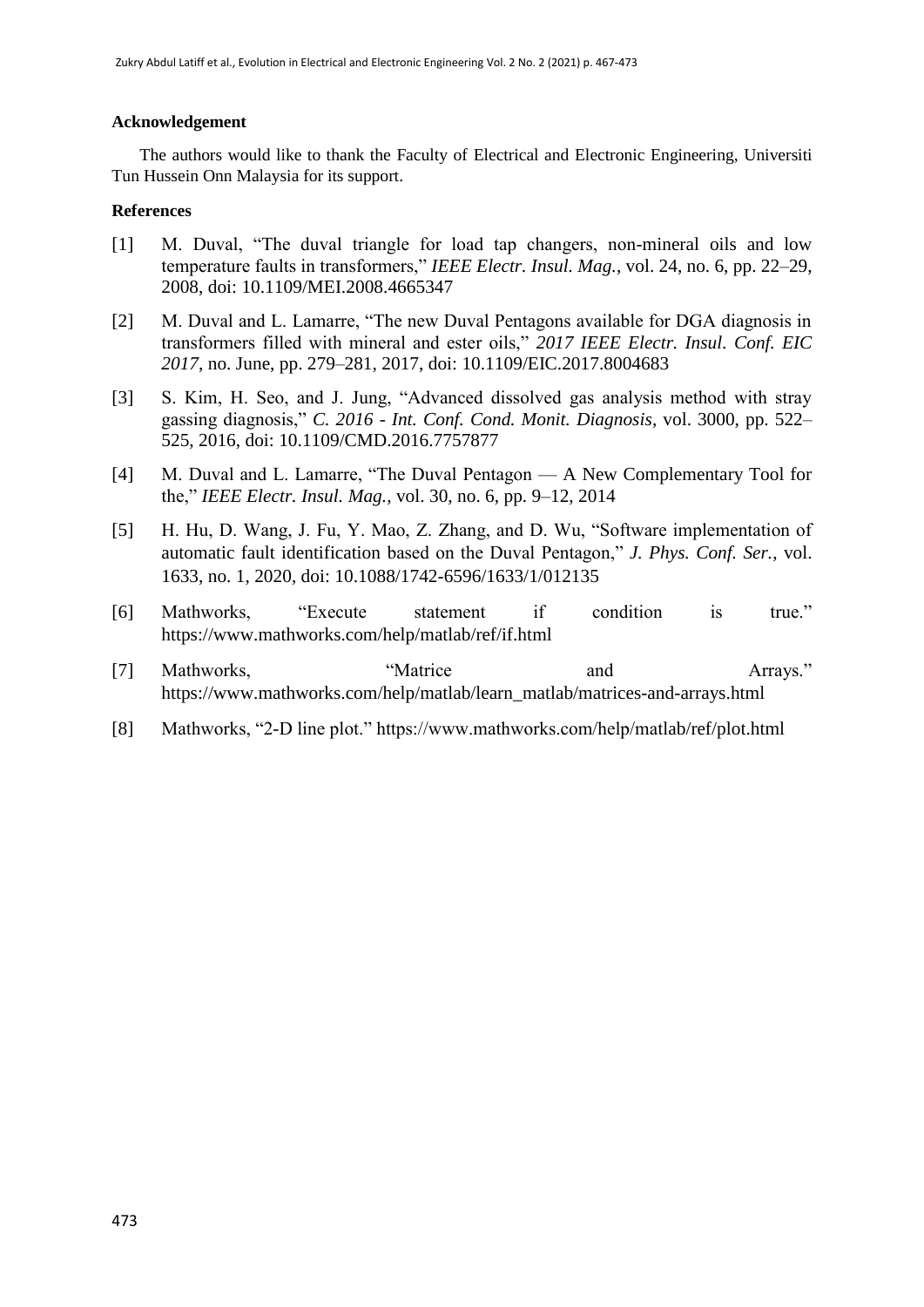## Acknowledgement

The authors would like to thank the Faculty of Electrical and Electronic Engineering, Universiti Tun Hussein Onn Malaysia for its support.

## References

[1] M. Duval, "The duval triangle for load tap changers, non-mineral oils and low temperature faults in transformers," *IEEE Electr. Insul. Mag.*, vol. 24, no. 6, pp. 22–29, 2008, doi: 10.1109/MEI.2008.4665347

[2] M. Duval and L. Lamarre, "The new Duval Pentagons available for DGA diagnosis in transformers filled with mineral and ester oils," *2017 IEEE Electr. Insul. Conf. EIC 2017*, no. June, pp. 279–281, 2017, doi: 10.1109/EIC.2017.8004683

[3] S. Kim, H. Seo, and J. Jung, "Advanced dissolved gas analysis method with stray gassing diagnosis," *C. 2016 - Int. Conf. Cond. Monit. Diagnosis*, vol. 3000, pp. 522–525, 2016, doi: 10.1109/CMD.2016.7757877

[4] M. Duval and L. Lamarre, "The Duval Pentagon — A New Complementary Tool for the," *IEEE Electr. Insul. Mag.*, vol. 30, no. 6, pp. 9–12, 2014

[5] H. Hu, D. Wang, J. Fu, Y. Mao, Z. Zhang, and D. Wu, "Software implementation of automatic fault identification based on the Duval Pentagon," *J. Phys. Conf. Ser.*, vol. 1633, no. 1, 2020, doi: 10.1088/1742-6596/1633/1/012135

[6] Mathworks, "Execute statement if condition is true." https://www.mathworks.com/help/matlab/ref/if.html

[7] Mathworks, "Matrice and Arrays." https://www.mathworks.com/help/matlab/learn_matlab/matrices-and-arrays.html

[8] Mathworks, "2-D line plot." https://www.mathworks.com/help/matlab/ref/plot.html